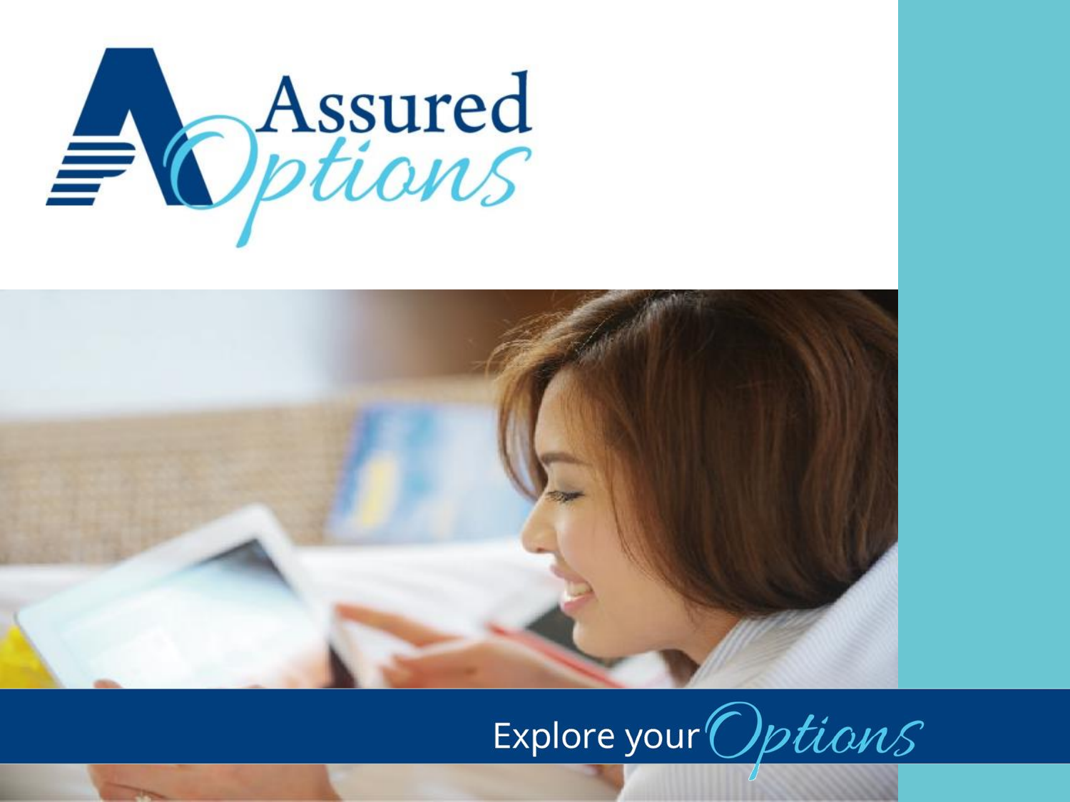# Assured Options

Explore your Options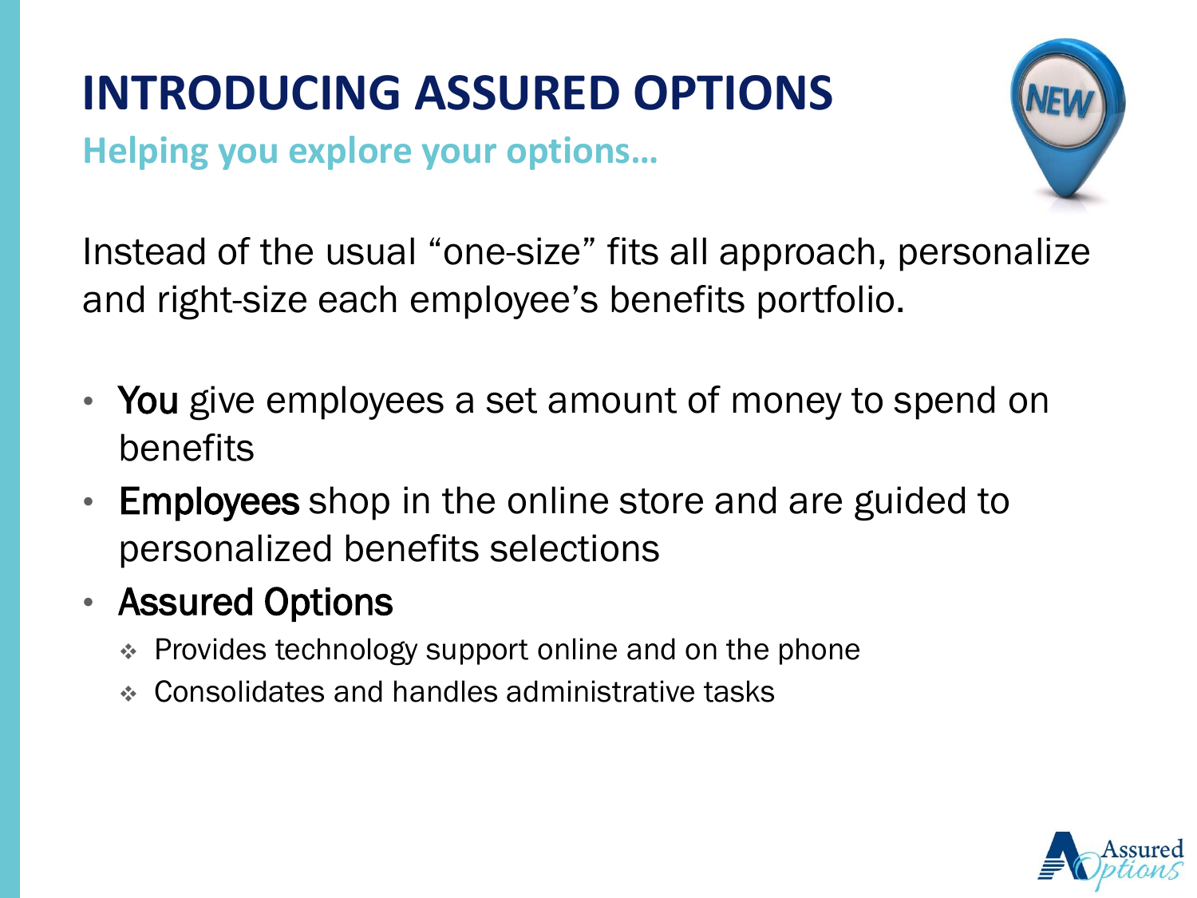# INTRODUCING ASSURED OPTIONS

**Helping you explore your options…**

Instead of the usual "one-size" fits all approach, personalize and right-size each employee's benefits portfolio.

- **You** give employees a set amount of money to spend on benefits
- **Employees** shop in the online store and are guided to personalized benefits selections
- **Assured Options**
  - Provides technology support online and on the phone
  - Consolidates and handles administrative tasks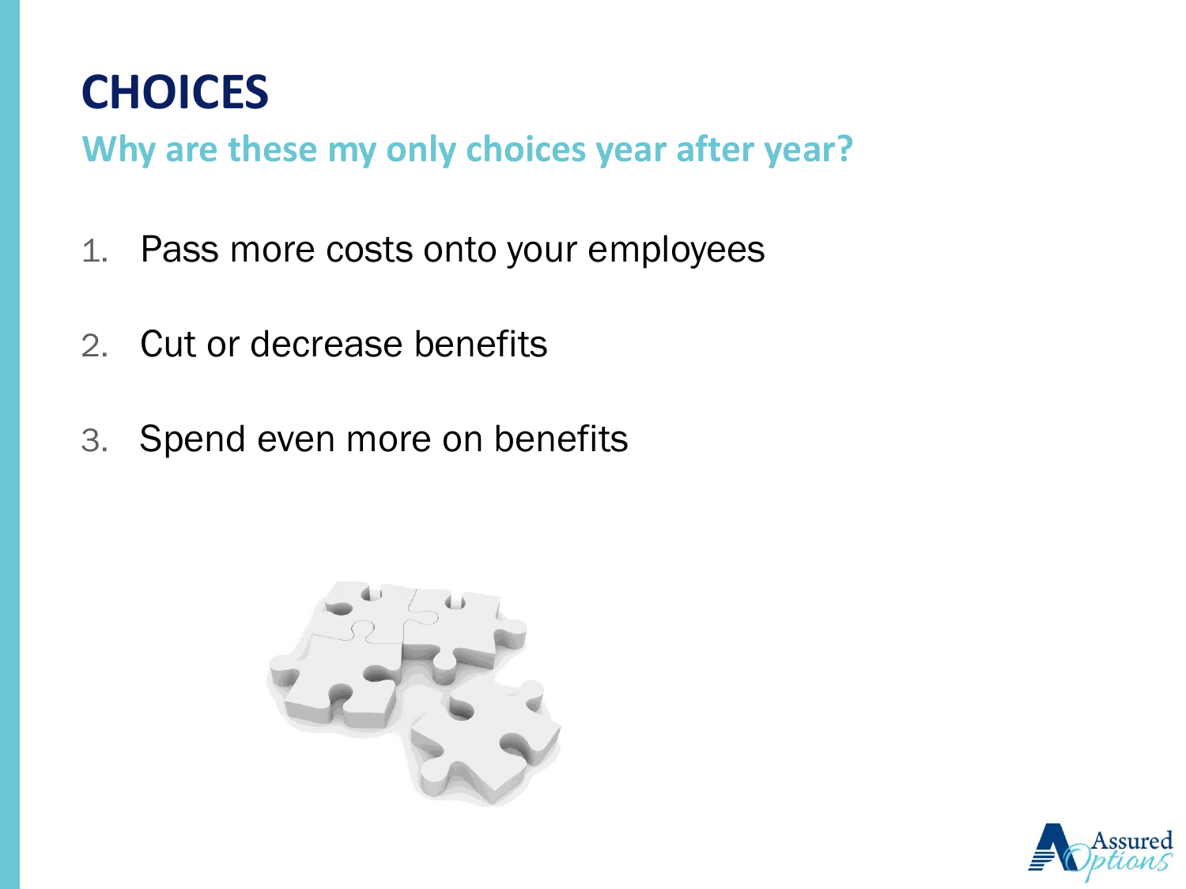# CHOICES

## Why are these my only choices year after year?

1. Pass more costs onto your employees
2. Cut or decrease benefits
3. Spend even more on benefits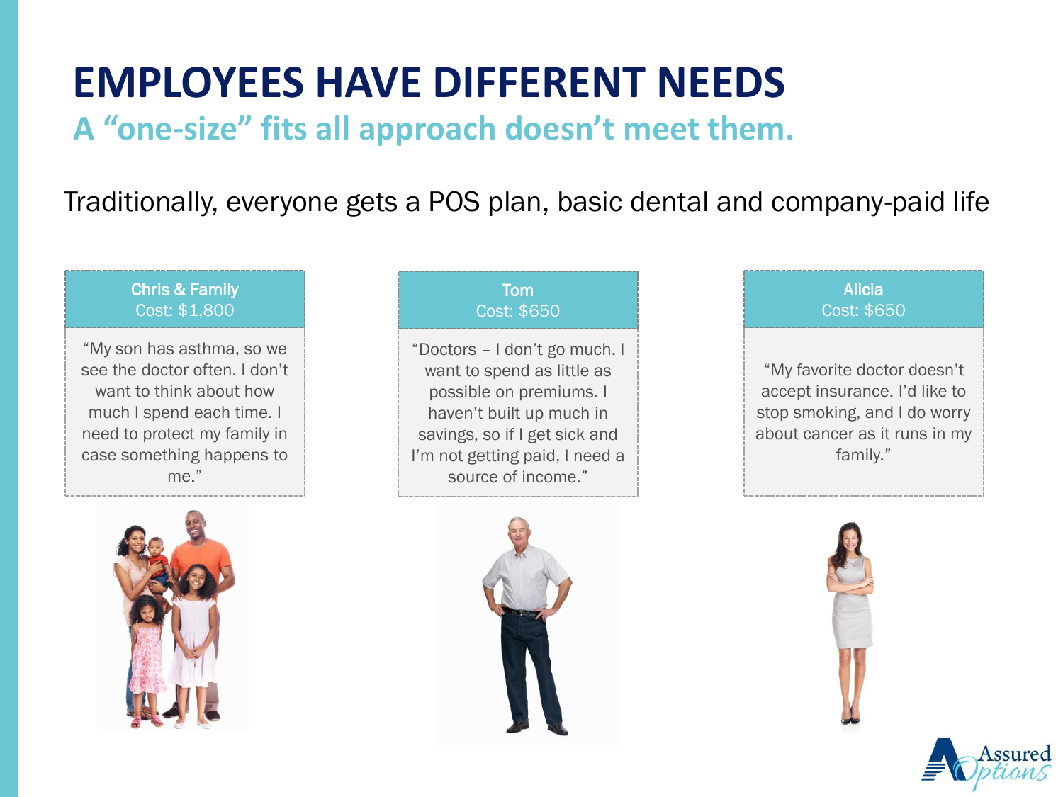# EMPLOYEES HAVE DIFFERENT NEEDS

## A "one-size" fits all approach doesn't meet them.

Traditionally, everyone gets a POS plan, basic dental and company-paid life

**Chris & Family**
Cost: $1,800

"My son has asthma, so we see the doctor often. I don't want to think about how much I spend each time. I need to protect my family in case something happens to me."

**Tom**
Cost: $650

"Doctors – I don't go much. I want to spend as little as possible on premiums. I haven't built up much in savings, so if I get sick and I'm not getting paid, I need a source of income."

**Alicia**
Cost: $650

"My favorite doctor doesn't accept insurance. I'd like to stop smoking, and I do worry about cancer as it runs in my family."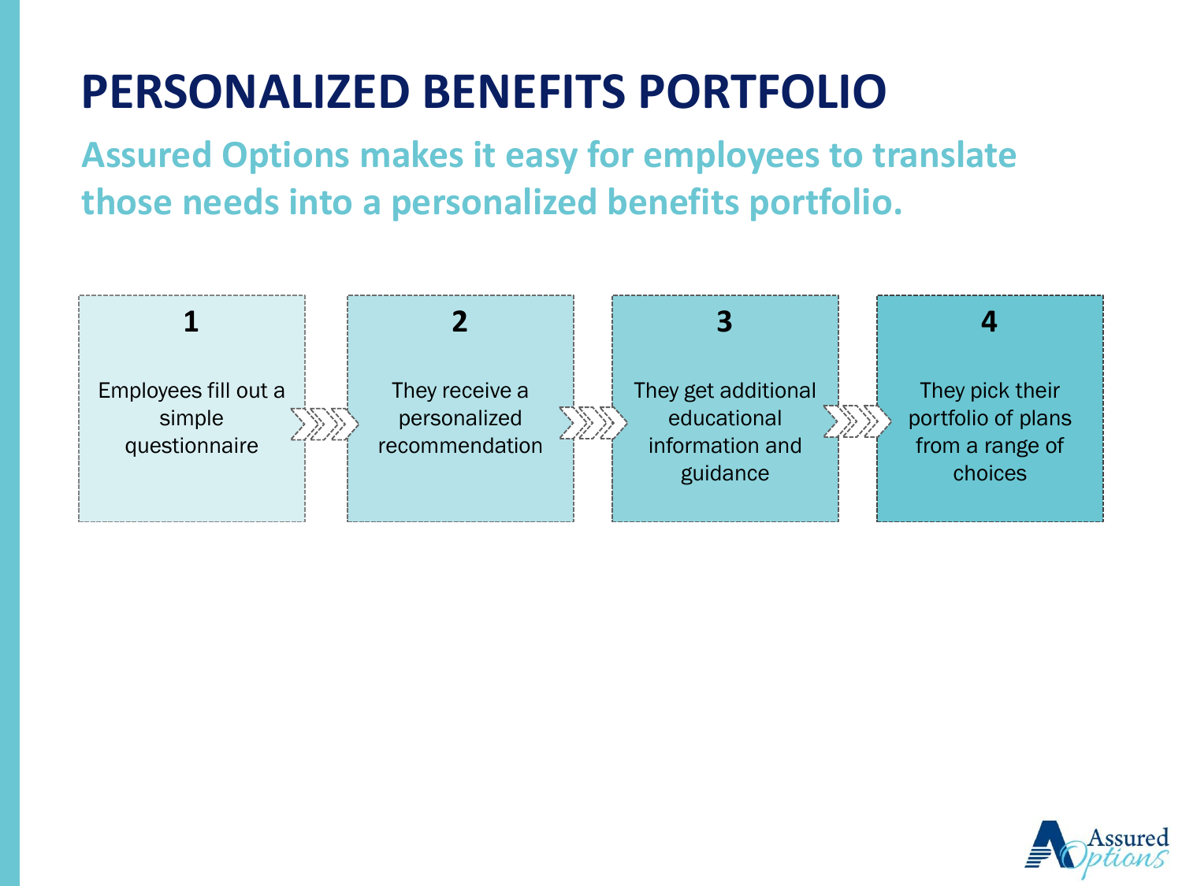# PERSONALIZED BENEFITS PORTFOLIO

## Assured Options makes it easy for employees to translate those needs into a personalized benefits portfolio.

1. Employees fill out a simple questionnaire
2. They receive a personalized recommendation
3. They get additional educational information and guidance
4. They pick their portfolio of plans from a range of choices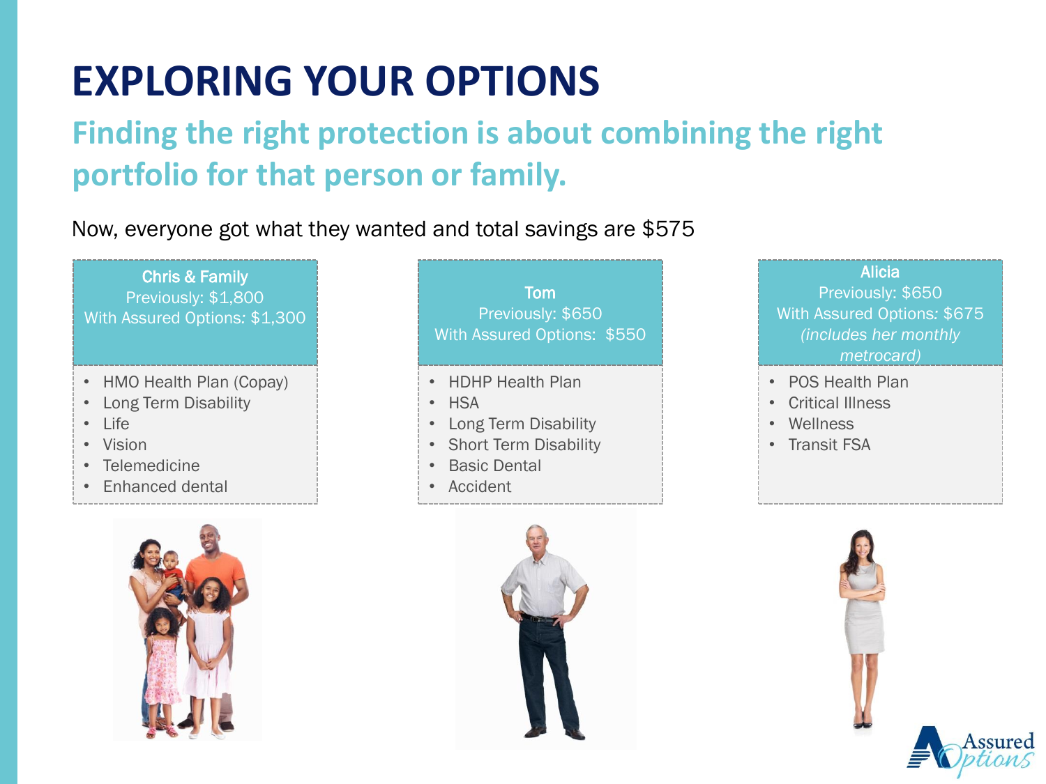# EXPLORING YOUR OPTIONS

## Finding the right protection is about combining the right portfolio for that person or family.

Now, everyone got what they wanted and total savings are $575

**Chris & Family**
Previously: $1,800
With Assured Options: $1,300

- HMO Health Plan (Copay)
- Long Term Disability
- Life
- Vision
- Telemedicine
- Enhanced dental

**Tom**
Previously: $650
With Assured Options: $550

- HDHP Health Plan
- HSA
- Long Term Disability
- Short Term Disability
- Basic Dental
- Accident

**Alicia**
Previously: $650
With Assured Options: $675
*(includes her monthly metrocard)*

- POS Health Plan
- Critical Illness
- Wellness
- Transit FSA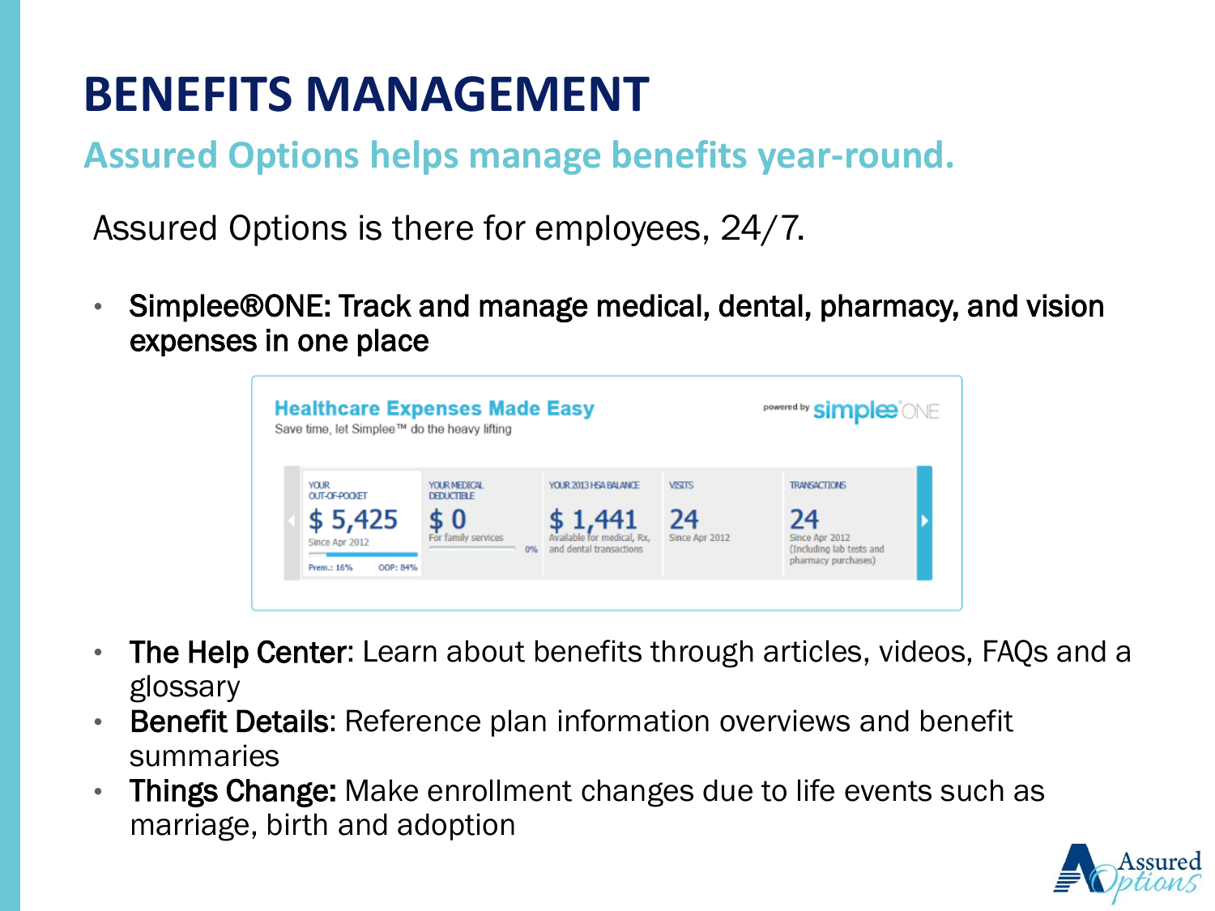# BENEFITS MANAGEMENT

## Assured Options helps manage benefits year-round.

Assured Options is there for employees, 24/7.

- **Simplee®ONE: Track and manage medical, dental, pharmacy, and vision expenses in one place**

**Healthcare Expenses Made Easy**

Save time, let Simplee™ do the heavy lifting

powered by simplee ONE

| YOUR OUT-OF-POCKET | YOUR MEDICAL DEDUCTIBLE | YOUR 2013 HSA BALANCE | VISITS | TRANSACTIONS |
|---|---|---|---|---|
| $ 5,425 | $ 0 | $ 1,441 | 24 | 24 |
| Since Apr 2012 | For family services | Available for medical, Rx, and dental transactions | Since Apr 2012 | Since Apr 2012 (Including lab tests and pharmacy purchases) |
| Prem.: 16% OOP: 84% | 0% | | | |

- **The Help Center**: Learn about benefits through articles, videos, FAQs and a glossary
- **Benefit Details**: Reference plan information overviews and benefit summaries
- **Things Change:** Make enrollment changes due to life events such as marriage, birth and adoption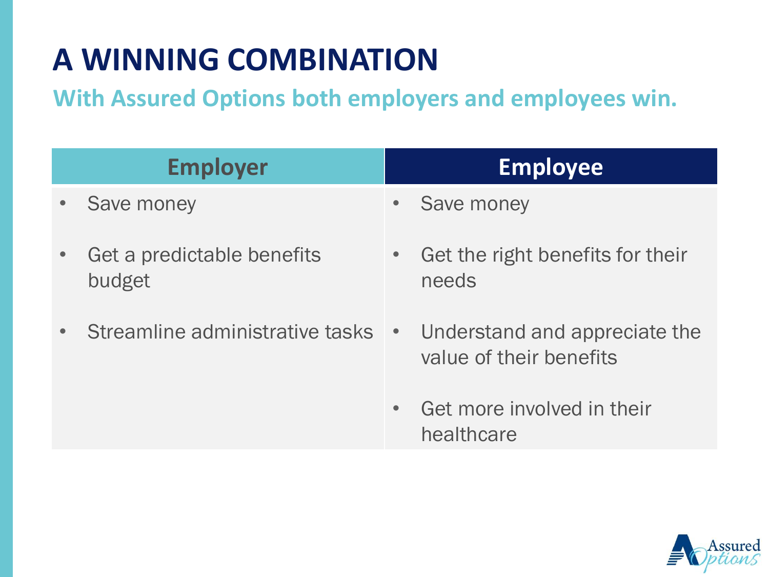# A WINNING COMBINATION

## With Assured Options both employers and employees win.

| Employer | Employee |
|---|---|
| • Save money | • Save money |
| • Get a predictable benefits budget | • Get the right benefits for their needs |
| • Streamline administrative tasks | • Understand and appreciate the value of their benefits |
| | • Get more involved in their healthcare |